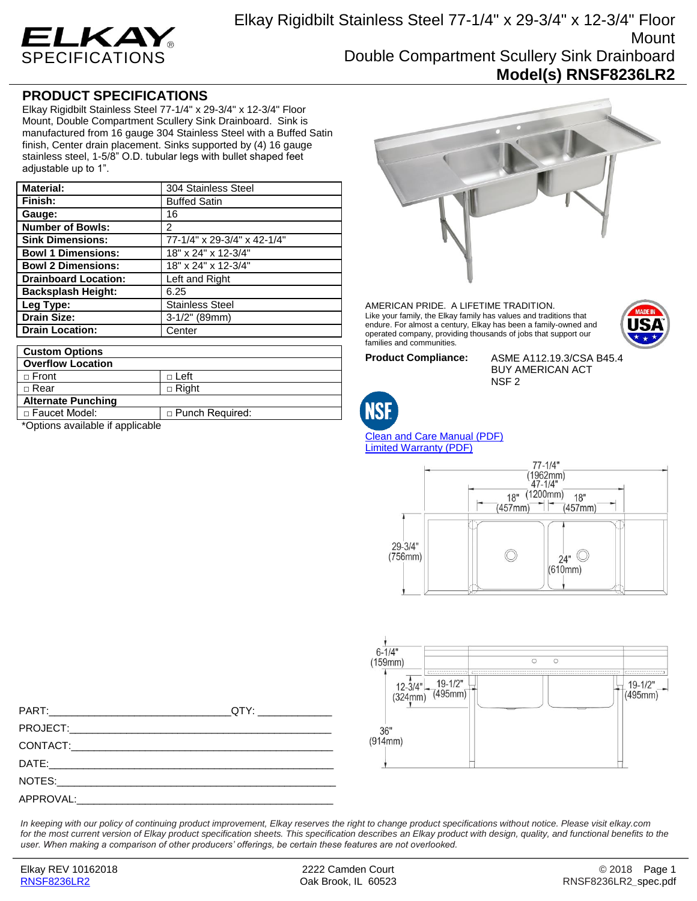# Elkay Rigidbilt Stainless Steel 77-1/4" x 29-3/4" x 12-3/4" Floor Mount Double Compartment Scullery Sink Drainboard

## Model(s) RNSF8236LR2

## PRODUCT SPECIFICATIONS

Elkay Rigidbilt Stainless Steel 77-1/4" x 29-3/4" x 12-3/4" Floor Mount, Double Compartment Scullery Sink Drainboard. Sink is manufactured from 16 gauge 304 Stainless Steel with a Buffed Satin finish, Center drain placement. Sinks supported by (4) 16 gauge stainless steel, 1-5/8" O.D. tubular legs with bullet shaped feet adjustable up to 1".

| | |
|---|---|
| **Material:** | 304 Stainless Steel |
| **Finish:** | Buffed Satin |
| **Gauge:** | 16 |
| **Number of Bowls:** | 2 |
| **Sink Dimensions:** | 77-1/4" x 29-3/4" x 42-1/4" |
| **Bowl 1 Dimensions:** | 18" x 24" x 12-3/4" |
| **Bowl 2 Dimensions:** | 18" x 24" x 12-3/4" |
| **Drainboard Location:** | Left and Right |
| **Backsplash Height:** | 6.25 |
| **Leg Type:** | Stainless Steel |
| **Drain Size:** | 3-1/2" (89mm) |
| **Drain Location:** | Center |

| **Custom Options** | |
|---|---|
| **Overflow Location** | |
| □ Front | □ Left |
| □ Rear | □ Right |
| **Alternate Punching** | |
| □ Faucet Model: | □ Punch Required: |

*Options available if applicable

AMERICAN PRIDE. A LIFETIME TRADITION.
Like your family, the Elkay family has values and traditions that endure. For almost a century, Elkay has been a family-owned and operated company, providing thousands of jobs that support our families and communities.

**Product Compliance:** ASME A112.19.3/CSA B45.4
BUY AMERICAN ACT
NSF 2

[Clean and Care Manual (PDF)]
[Limited Warranty (PDF)]

77-1/4" (1962mm); 47-1/4" (1200mm); 18" (457mm); 18" (457mm); 29-3/4" (756mm); 24" (610mm)

6-1/4" (159mm); 12-3/4" (324mm); 19-1/2" (495mm); 19-1/2" (495mm); 36" (914mm)

PART:_______________________________ QTY: ____________

PROJECT:_____________________________________________

CONTACT:_____________________________________________

DATE:________________________________________________

NOTES:_______________________________________________

APPROVAL:____________________________________________

*In keeping with our policy of continuing product improvement, Elkay reserves the right to change product specifications without notice. Please visit elkay.com for the most current version of Elkay product specification sheets. This specification describes an Elkay product with design, quality, and functional benefits to the user. When making a comparison of other producers' offerings, be certain these features are not overlooked.*

Elkay REV 10162018
RNSF8236LR2

2222 Camden Court
Oak Brook, IL 60523

© 2018
RNSF8236LR2_spec.pdf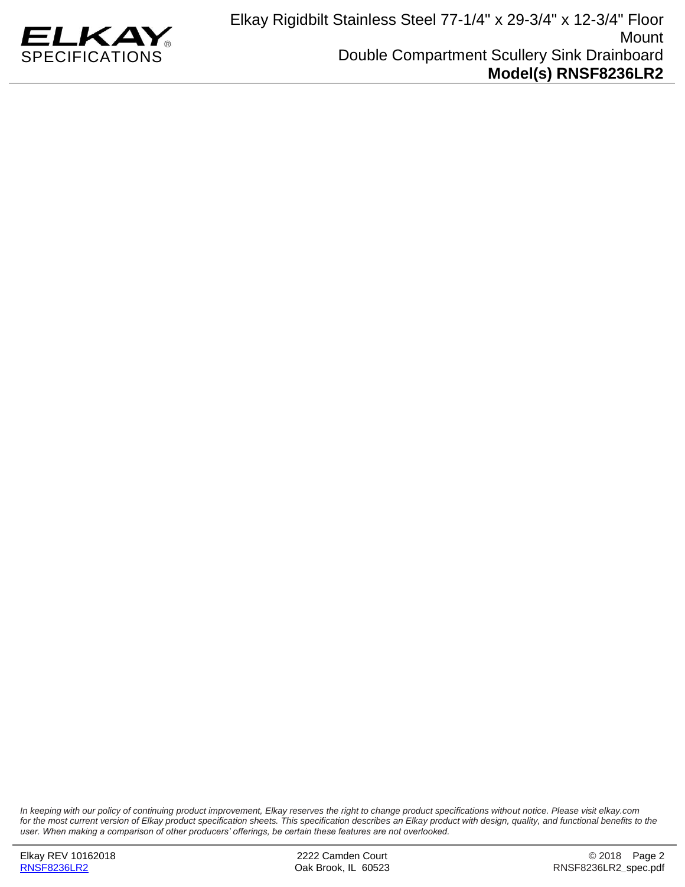*In keeping with our policy of continuing product improvement, Elkay reserves the right to change product specifications without notice. Please visit elkay.com for the most current version of Elkay product specification sheets. This specification describes an Elkay product with design, quality, and functional benefits to the user. When making a comparison of other producers' offerings, be certain these features are not overlooked.*